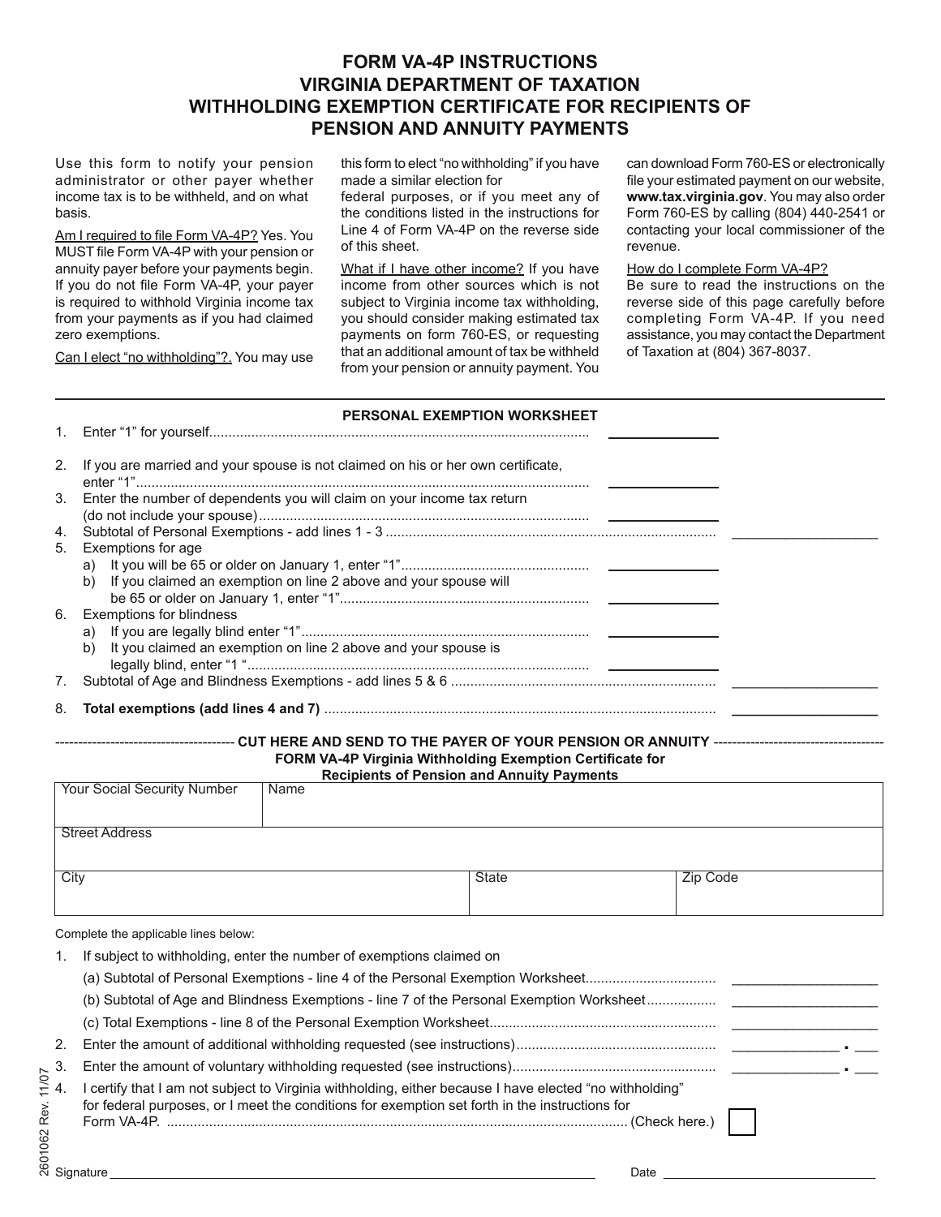# FORM VA-4P INSTRUCTIONS
# VIRGINIA DEPARTMENT OF TAXATION
# WITHHOLDING EXEMPTION CERTIFICATE FOR RECIPIENTS OF PENSION AND ANNUITY PAYMENTS

Use this form to notify your pension administrator or other payer whether income tax is to be withheld, and on what basis.

Am I required to file Form VA-4P? Yes. You MUST file Form VA-4P with your pension or annuity payer before your payments begin. If you do not file Form VA-4P, your payer is required to withhold Virginia income tax from your payments as if you had claimed zero exemptions.

Can I elect "no withholding"?. You may use this form to elect "no withholding" if you have made a similar election for federal purposes, or if you meet any of the conditions listed in the instructions for Line 4 of Form VA-4P on the reverse side of this sheet.

What if I have other income? If you have income from other sources which is not subject to Virginia income tax withholding, you should consider making estimated tax payments on form 760-ES, or requesting that an additional amount of tax be withheld from your pension or annuity payment. You can download Form 760-ES or electronically file your estimated payment on our website, **www.tax.virginia.gov**. You may also order Form 760-ES by calling (804) 440-2541 or contacting your local commissioner of the revenue.

How do I complete Form VA-4P? Be sure to read the instructions on the reverse side of this page carefully before completing Form VA-4P. If you need assistance, you may contact the Department of Taxation at (804) 367-8037.

## PERSONAL EXEMPTION WORKSHEET

1. Enter "1" for yourself.................................................................................................. ______________
2. If you are married and your spouse is not claimed on his or her own certificate, enter "1"..................................................................................................... ______________
3. Enter the number of dependents you will claim on your income tax return (do not include your spouse)..................................................................................... ______________
4. Subtotal of Personal Exemptions - add lines 1 - 3 .................................................................................... ______________
5. Exemptions for age
   a) It you will be 65 or older on January 1, enter "1"................................................ ______________
   b) If you claimed an exemption on line 2 above and your spouse will be 65 or older on January 1, enter "1"................................................................ ______________
6. Exemptions for blindness
   a) If you are legally blind enter "1"........................................................................... ______________
   b) It you claimed an exemption on line 2 above and your spouse is legally blind, enter "1 "......................................................................................... ______________
7. Subtotal of Age and Blindness Exemptions - add lines 5 & 6 .................................................................... ______________
8. **Total exemptions (add lines 4 and 7)** ...................................................................................................... ______________

-------------------------------------- CUT HERE AND SEND TO THE PAYER OF YOUR PENSION OR ANNUITY ------------------------------------

## FORM VA-4P Virginia Withholding Exemption Certificate for Recipients of Pension and Annuity Payments

| Your Social Security Number | Name | |
|---|---|---|
| Street Address | | |
| City | State | Zip Code |

Complete the applicable lines below:

1. If subject to withholding, enter the number of exemptions claimed on
   (a) Subtotal of Personal Exemptions - line 4 of the Personal Exemption Worksheet................................. ______________
   (b) Subtotal of Age and Blindness Exemptions - line 7 of the Personal Exemption Worksheet................. ______________
   (c) Total Exemptions - line 8 of the Personal Exemption Worksheet.......................................................... ______________
2. Enter the amount of additional withholding requested (see instructions).................................................... __________ . __
3. Enter the amount of voluntary withholding requested (see instructions)..................................................... __________ . __
4. I certify that I am not subject to Virginia withholding, either because I have elected "no withholding" for federal purposes, or I meet the conditions for exemption set forth in the instructions for Form VA-4P. ....................................................................................................................... (Check here.) ☐

Signature ______________________________________________ Date ____________________

2601062 Rev. 11/07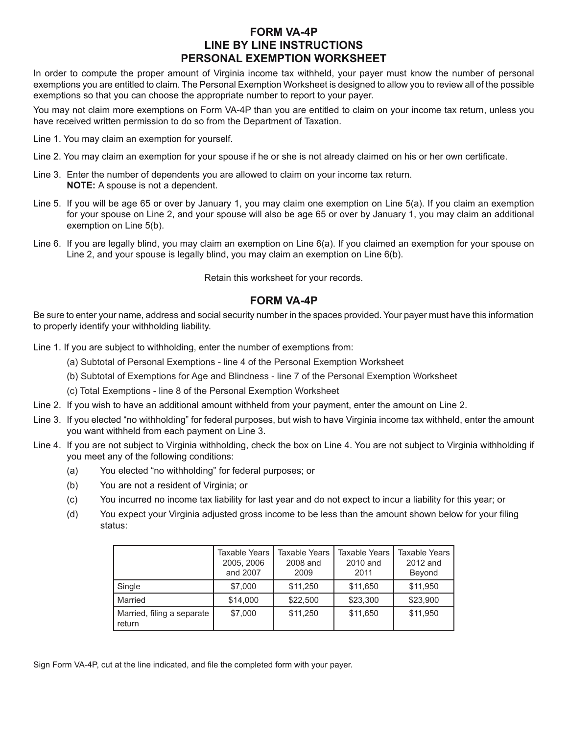# FORM VA-4P
# LINE BY LINE INSTRUCTIONS
# PERSONAL EXEMPTION WORKSHEET

In order to compute the proper amount of Virginia income tax withheld, your payer must know the number of personal exemptions you are entitled to claim. The Personal Exemption Worksheet is designed to allow you to review all of the possible exemptions so that you can choose the appropriate number to report to your payer.

You may not claim more exemptions on Form VA-4P than you are entitled to claim on your income tax return, unless you have received written permission to do so from the Department of Taxation.

Line 1. You may claim an exemption for yourself.

Line 2. You may claim an exemption for your spouse if he or she is not already claimed on his or her own certificate.

Line 3. Enter the number of dependents you are allowed to claim on your income tax return.
**NOTE:** A spouse is not a dependent.

Line 5. If you will be age 65 or over by January 1, you may claim one exemption on Line 5(a). If you claim an exemption for your spouse on Line 2, and your spouse will also be age 65 or over by January 1, you may claim an additional exemption on Line 5(b).

Line 6. If you are legally blind, you may claim an exemption on Line 6(a). If you claimed an exemption for your spouse on Line 2, and your spouse is legally blind, you may claim an exemption on Line 6(b).

Retain this worksheet for your records.

## FORM VA-4P

Be sure to enter your name, address and social security number in the spaces provided. Your payer must have this information to properly identify your withholding liability.

Line 1. If you are subject to withholding, enter the number of exemptions from:

(a) Subtotal of Personal Exemptions - line 4 of the Personal Exemption Worksheet

(b) Subtotal of Exemptions for Age and Blindness - line 7 of the Personal Exemption Worksheet

(c) Total Exemptions - line 8 of the Personal Exemption Worksheet

Line 2. If you wish to have an additional amount withheld from your payment, enter the amount on Line 2.

Line 3. If you elected "no withholding" for federal purposes, but wish to have Virginia income tax withheld, enter the amount you want withheld from each payment on Line 3.

Line 4. If you are not subject to Virginia withholding, check the box on Line 4. You are not subject to Virginia withholding if you meet any of the following conditions:

(a) You elected "no withholding" for federal purposes; or

(b) You are not a resident of Virginia; or

(c) You incurred no income tax liability for last year and do not expect to incur a liability for this year; or

(d) You expect your Virginia adjusted gross income to be less than the amount shown below for your filing status:

| | Taxable Years 2005, 2006 and 2007 | Taxable Years 2008 and 2009 | Taxable Years 2010 and 2011 | Taxable Years 2012 and Beyond |
|---|---|---|---|---|
| Single | $7,000 | $11,250 | $11,650 | $11,950 |
| Married | $14,000 | $22,500 | $23,300 | $23,900 |
| Married, filing a separate return | $7,000 | $11,250 | $11,650 | $11,950 |

Sign Form VA-4P, cut at the line indicated, and file the completed form with your payer.